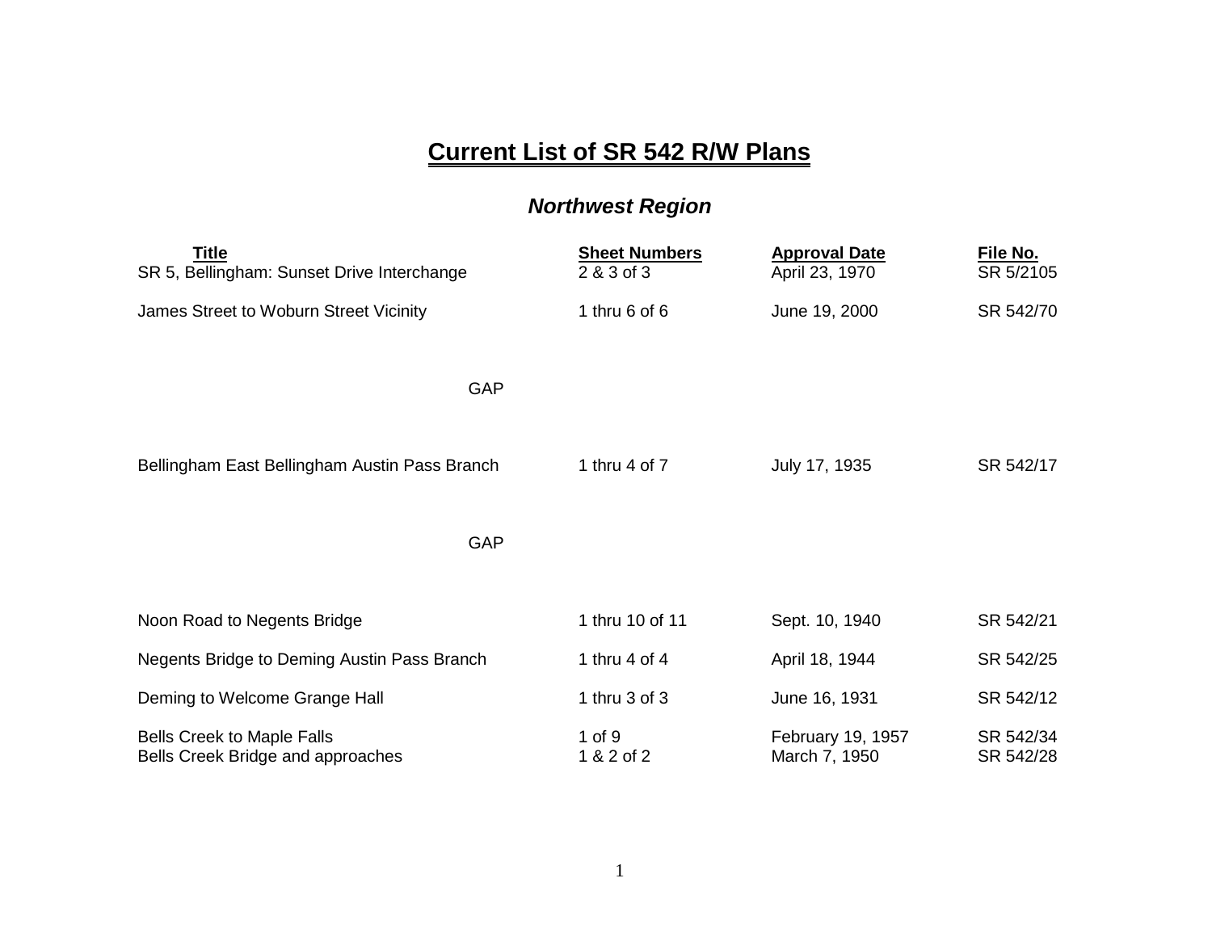# Current List of SR 542 R/W Plans

## *Northwest Region*

| Title | Sheet Numbers | Approval Date | File No. |
|---|---|---|---|
| SR 5, Bellingham: Sunset Drive Interchange | 2 & 3 of 3 | April 23, 1970 | SR 5/2105 |
| James Street to Woburn Street Vicinity | 1 thru 6 of 6 | June 19, 2000 | SR 542/70 |
| GAP | | | |
| Bellingham East Bellingham Austin Pass Branch | 1 thru 4 of 7 | July 17, 1935 | SR 542/17 |
| GAP | | | |
| Noon Road to Negents Bridge | 1 thru 10 of 11 | Sept. 10, 1940 | SR 542/21 |
| Negents Bridge to Deming Austin Pass Branch | 1 thru 4 of 4 | April 18, 1944 | SR 542/25 |
| Deming to Welcome Grange Hall | 1 thru 3 of 3 | June 16, 1931 | SR 542/12 |
| Bells Creek to Maple Falls | 1 of 9 | February 19, 1957 | SR 542/34 |
| Bells Creek Bridge and approaches | 1 & 2 of 2 | March 7, 1950 | SR 542/28 |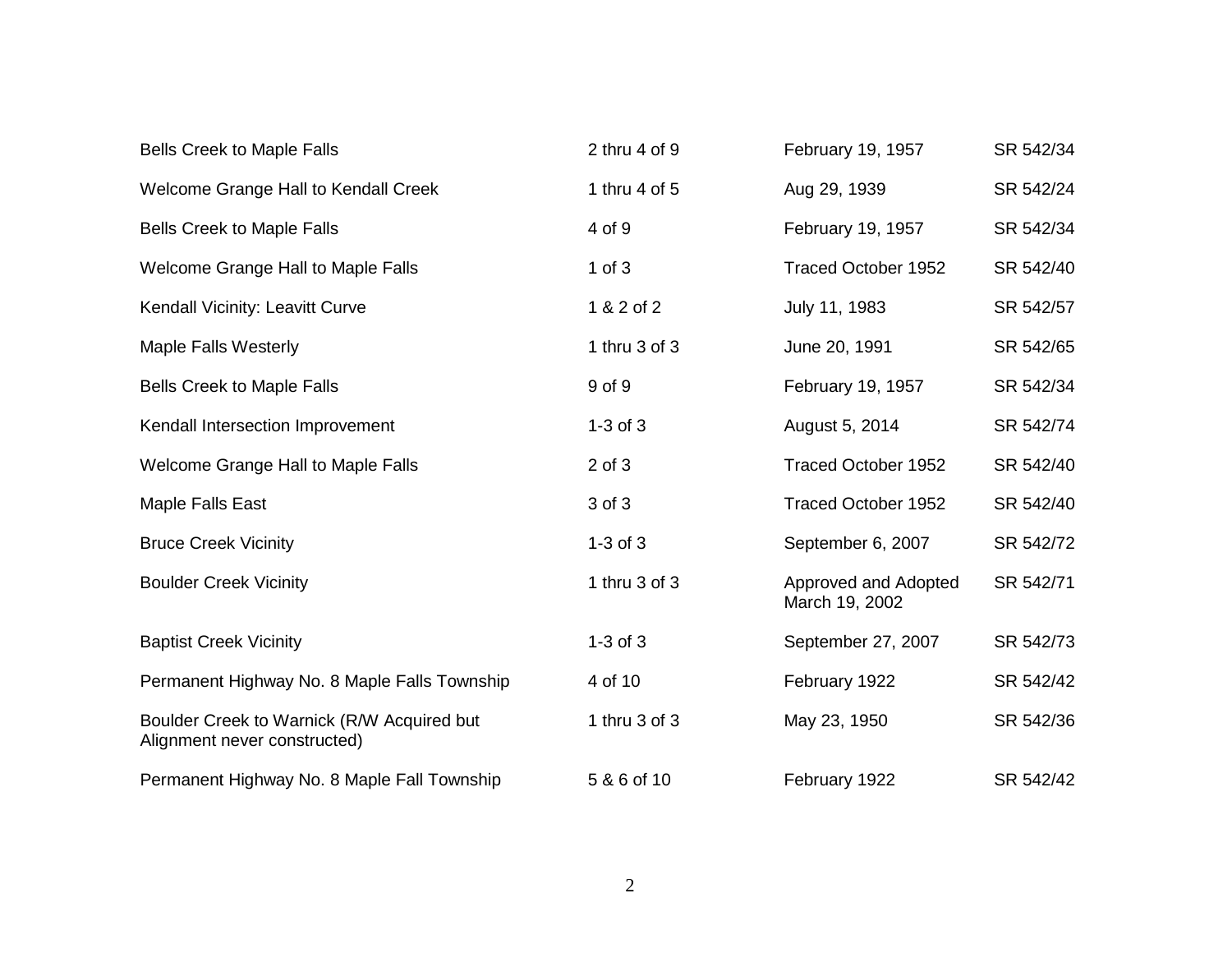| | | | |
|---|---|---|---|
| Bells Creek to Maple Falls | 2 thru 4 of 9 | February 19, 1957 | SR 542/34 |
| Welcome Grange Hall to Kendall Creek | 1 thru 4 of 5 | Aug 29, 1939 | SR 542/24 |
| Bells Creek to Maple Falls | 4 of 9 | February 19, 1957 | SR 542/34 |
| Welcome Grange Hall to Maple Falls | 1 of 3 | Traced October 1952 | SR 542/40 |
| Kendall Vicinity: Leavitt Curve | 1 & 2 of 2 | July 11, 1983 | SR 542/57 |
| Maple Falls Westerly | 1 thru 3 of 3 | June 20, 1991 | SR 542/65 |
| Bells Creek to Maple Falls | 9 of 9 | February 19, 1957 | SR 542/34 |
| Kendall Intersection Improvement | 1-3 of 3 | August 5, 2014 | SR 542/74 |
| Welcome Grange Hall to Maple Falls | 2 of 3 | Traced October 1952 | SR 542/40 |
| Maple Falls East | 3 of 3 | Traced October 1952 | SR 542/40 |
| Bruce Creek Vicinity | 1-3 of 3 | September 6, 2007 | SR 542/72 |
| Boulder Creek Vicinity | 1 thru 3 of 3 | Approved and Adopted March 19, 2002 | SR 542/71 |
| Baptist Creek Vicinity | 1-3 of 3 | September 27, 2007 | SR 542/73 |
| Permanent Highway No. 8 Maple Falls Township | 4 of 10 | February 1922 | SR 542/42 |
| Boulder Creek to Warnick (R/W Acquired but Alignment never constructed) | 1 thru 3 of 3 | May 23, 1950 | SR 542/36 |
| Permanent Highway No. 8 Maple Fall Township | 5 & 6 of 10 | February 1922 | SR 542/42 |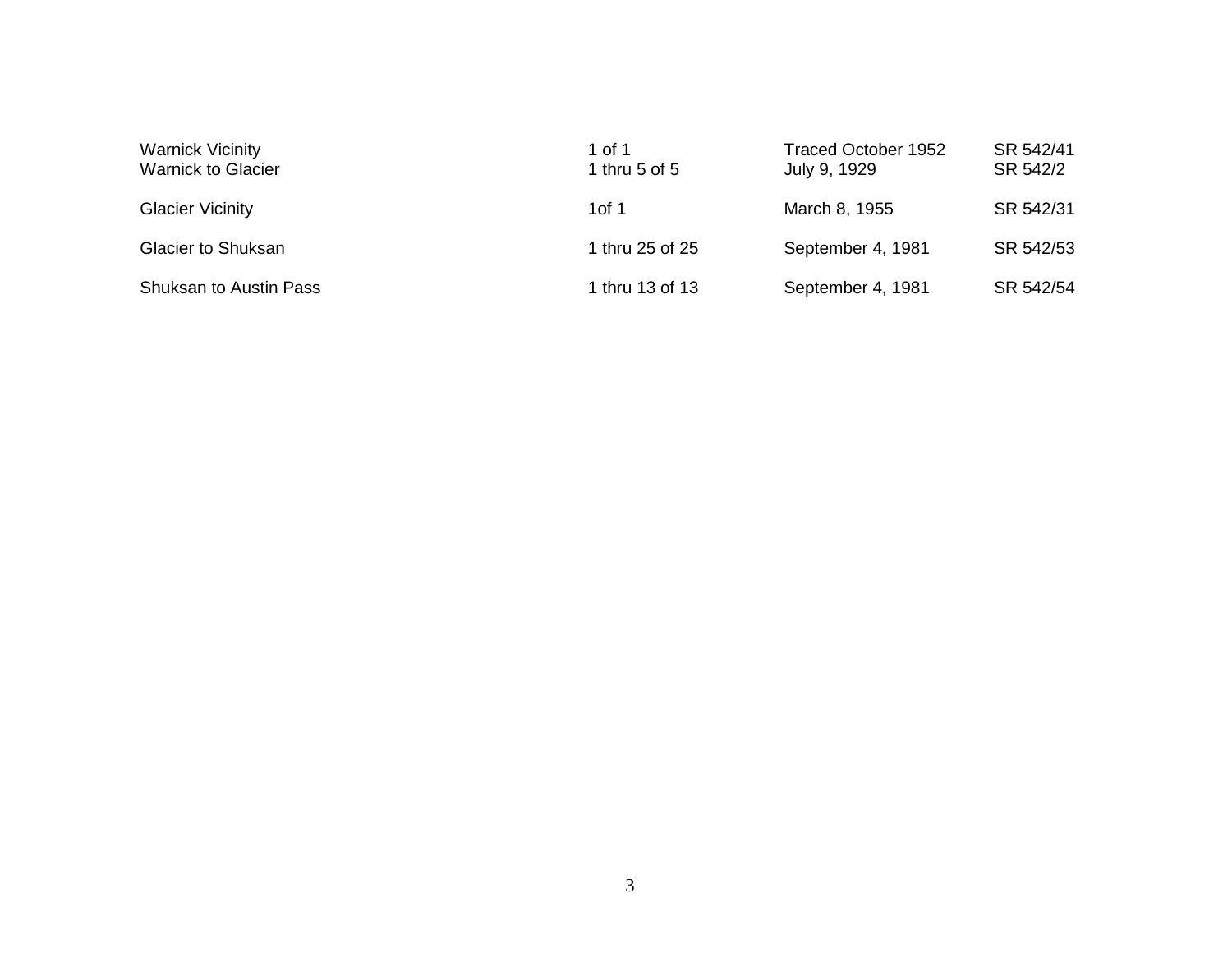| | | | |
|---|---|---|---|
| Warnick Vicinity | 1 of 1 | Traced October 1952 | SR 542/41 |
| Warnick to Glacier | 1 thru 5 of 5 | July 9, 1929 | SR 542/2 |
| Glacier Vicinity | 1of 1 | March 8, 1955 | SR 542/31 |
| Glacier to Shuksan | 1 thru 25 of 25 | September 4, 1981 | SR 542/53 |
| Shuksan to Austin Pass | 1 thru 13 of 13 | September 4, 1981 | SR 542/54 |